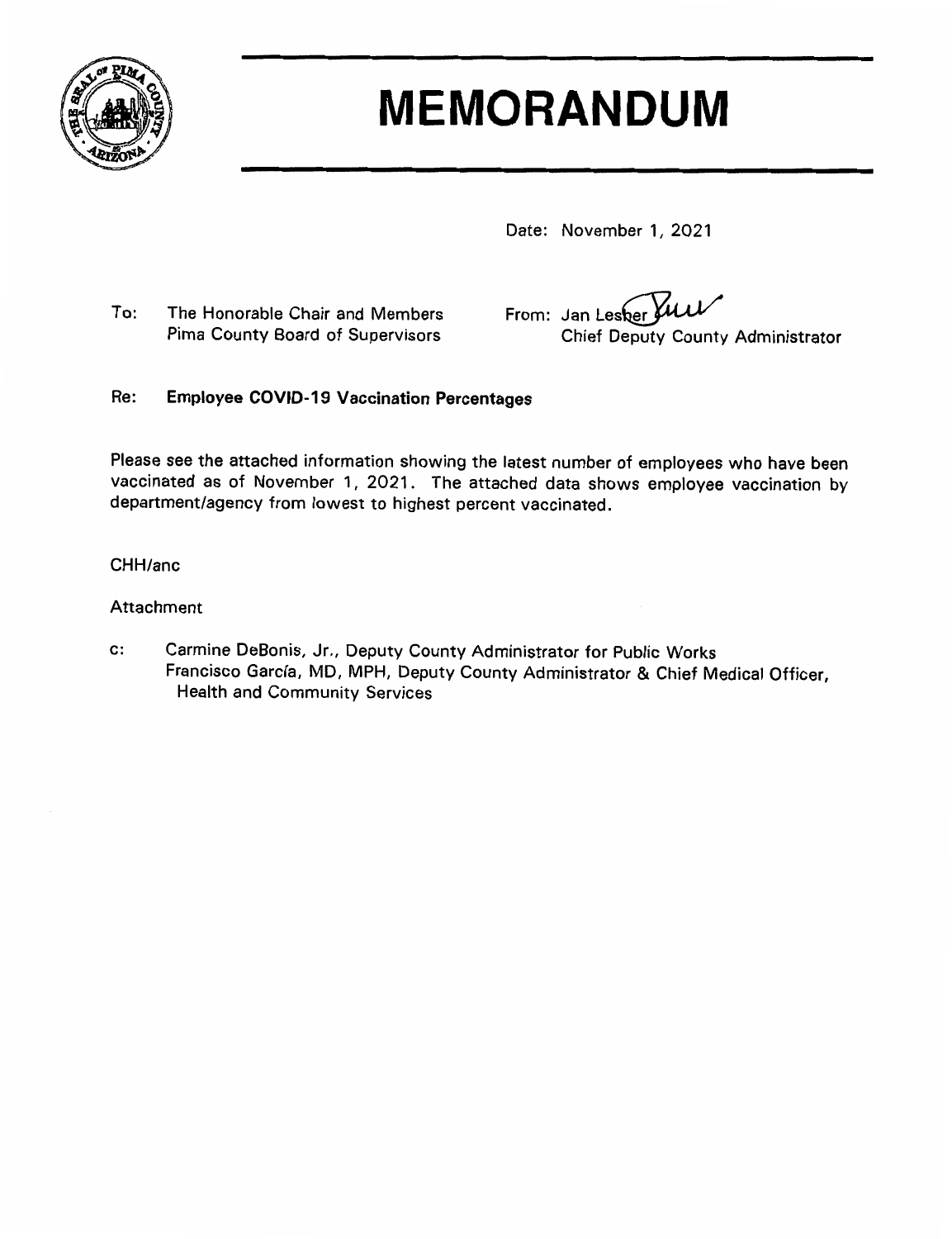# MEMORANDUM

Date: November 1, 2021

To: The Honorable Chair and Members
Pima County Board of Supervisors

From: Jan Lesher
Chief Deputy County Administrator

Re: **Employee COVID-19 Vaccination Percentages**

Please see the attached information showing the latest number of employees who have been vaccinated as of November 1, 2021. The attached data shows employee vaccination by department/agency from lowest to highest percent vaccinated.

CHH/anc

Attachment

c: Carmine DeBonis, Jr., Deputy County Administrator for Public Works
Francisco García, MD, MPH, Deputy County Administrator & Chief Medical Officer, Health and Community Services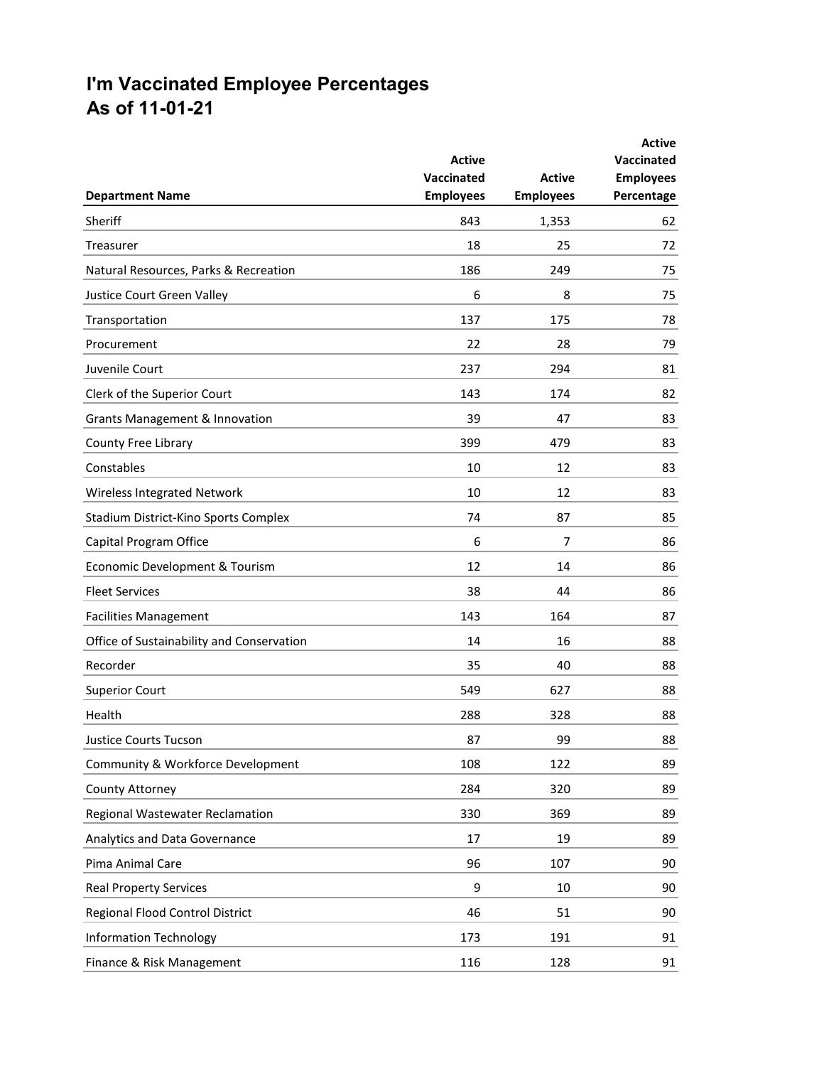# I'm Vaccinated Employee Percentages
# As of 11-01-21

| Department Name | Active Vaccinated Employees | Active Employees | Active Vaccinated Employees Percentage |
|---|---|---|---|
| Sheriff | 843 | 1,353 | 62 |
| Treasurer | 18 | 25 | 72 |
| Natural Resources, Parks & Recreation | 186 | 249 | 75 |
| Justice Court Green Valley | 6 | 8 | 75 |
| Transportation | 137 | 175 | 78 |
| Procurement | 22 | 28 | 79 |
| Juvenile Court | 237 | 294 | 81 |
| Clerk of the Superior Court | 143 | 174 | 82 |
| Grants Management & Innovation | 39 | 47 | 83 |
| County Free Library | 399 | 479 | 83 |
| Constables | 10 | 12 | 83 |
| Wireless Integrated Network | 10 | 12 | 83 |
| Stadium District-Kino Sports Complex | 74 | 87 | 85 |
| Capital Program Office | 6 | 7 | 86 |
| Economic Development & Tourism | 12 | 14 | 86 |
| Fleet Services | 38 | 44 | 86 |
| Facilities Management | 143 | 164 | 87 |
| Office of Sustainability and Conservation | 14 | 16 | 88 |
| Recorder | 35 | 40 | 88 |
| Superior Court | 549 | 627 | 88 |
| Health | 288 | 328 | 88 |
| Justice Courts Tucson | 87 | 99 | 88 |
| Community & Workforce Development | 108 | 122 | 89 |
| County Attorney | 284 | 320 | 89 |
| Regional Wastewater Reclamation | 330 | 369 | 89 |
| Analytics and Data Governance | 17 | 19 | 89 |
| Pima Animal Care | 96 | 107 | 90 |
| Real Property Services | 9 | 10 | 90 |
| Regional Flood Control District | 46 | 51 | 90 |
| Information Technology | 173 | 191 | 91 |
| Finance & Risk Management | 116 | 128 | 91 |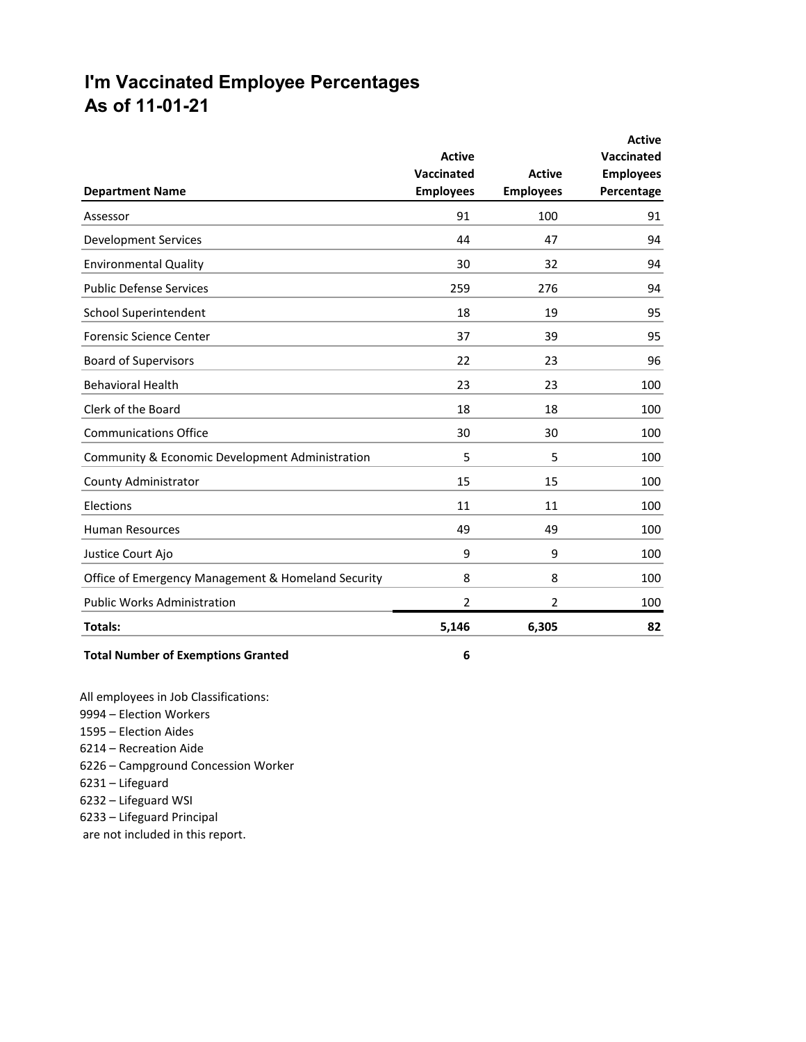# I'm Vaccinated Employee Percentages
# As of 11-01-21

| Department Name | Active Vaccinated Employees | Active Employees | Active Vaccinated Employees Percentage |
|---|---|---|---|
| Assessor | 91 | 100 | 91 |
| Development Services | 44 | 47 | 94 |
| Environmental Quality | 30 | 32 | 94 |
| Public Defense Services | 259 | 276 | 94 |
| School Superintendent | 18 | 19 | 95 |
| Forensic Science Center | 37 | 39 | 95 |
| Board of Supervisors | 22 | 23 | 96 |
| Behavioral Health | 23 | 23 | 100 |
| Clerk of the Board | 18 | 18 | 100 |
| Communications Office | 30 | 30 | 100 |
| Community & Economic Development Administration | 5 | 5 | 100 |
| County Administrator | 15 | 15 | 100 |
| Elections | 11 | 11 | 100 |
| Human Resources | 49 | 49 | 100 |
| Justice Court Ajo | 9 | 9 | 100 |
| Office of Emergency Management & Homeland Security | 8 | 8 | 100 |
| Public Works Administration | 2 | 2 | 100 |
| **Totals:** | **5,146** | **6,305** | **82** |
| **Total Number of Exemptions Granted** | **6** | | |

All employees in Job Classifications:
9994 – Election Workers
1595 – Election Aides
6214 – Recreation Aide
6226 – Campground Concession Worker
6231 – Lifeguard
6232 – Lifeguard WSI
6233 – Lifeguard Principal
are not included in this report.